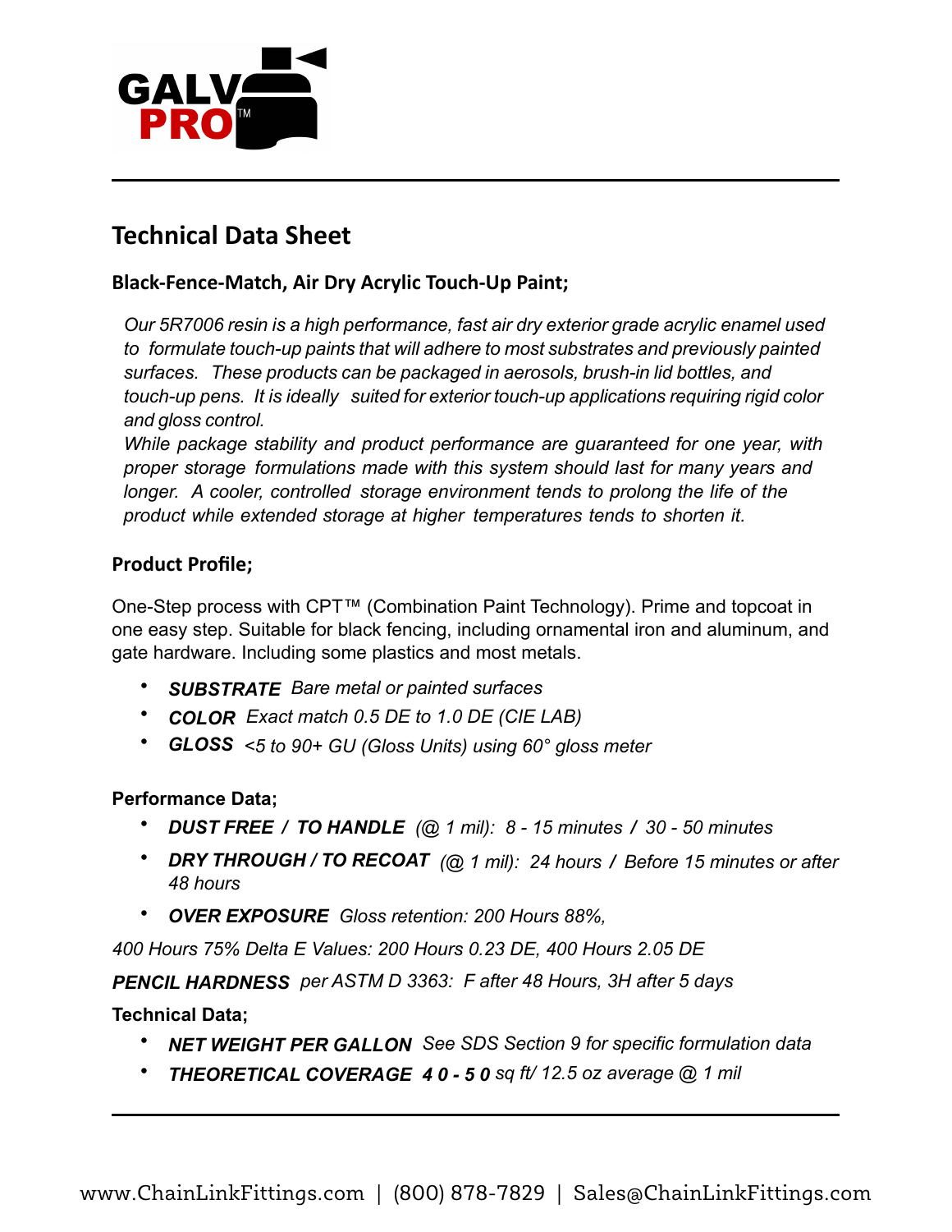GALV PRO™

# Technical Data Sheet

## Black-Fence-Match, Air Dry Acrylic Touch-Up Paint;

*Our 5R7006 resin is a high performance, fast air dry exterior grade acrylic enamel used to formulate touch-up paints that will adhere to most substrates and previously painted surfaces. These products can be packaged in aerosols, brush-in lid bottles, and touch-up pens. It is ideally suited for exterior touch-up applications requiring rigid color and gloss control.*

*While package stability and product performance are guaranteed for one year, with proper storage formulations made with this system should last for many years and longer. A cooler, controlled storage environment tends to prolong the life of the product while extended storage at higher temperatures tends to shorten it.*

### Product Profile;

One-Step process with CPT™ (Combination Paint Technology). Prime and topcoat in one easy step. Suitable for black fencing, including ornamental iron and aluminum, and gate hardware. Including some plastics and most metals.

- ***SUBSTRATE*** *Bare metal or painted surfaces*
- ***COLOR*** *Exact match 0.5 DE to 1.0 DE (CIE LAB)*
- ***GLOSS*** *<5 to 90+ GU (Gloss Units) using 60° gloss meter*

### Performance Data;

- ***DUST FREE / TO HANDLE*** *(@ 1 mil): 8 - 15 minutes / 30 - 50 minutes*
- ***DRY THROUGH / TO RECOAT*** *(@ 1 mil): 24 hours / Before 15 minutes or after 48 hours*
- ***OVER EXPOSURE*** *Gloss retention: 200 Hours 88%,*

*400 Hours 75% Delta E Values: 200 Hours 0.23 DE, 400 Hours 2.05 DE*

***PENCIL HARDNESS*** *per ASTM D 3363: F after 48 Hours, 3H after 5 days*

### Technical Data;

- ***NET WEIGHT PER GALLON*** *See SDS Section 9 for specific formulation data*
- ***THEORETICAL COVERAGE 4 0 - 5 0*** *sq ft/ 12.5 oz average @ 1 mil*

www.ChainLinkFittings.com | (800) 878-7829 | Sales@ChainLinkFittings.com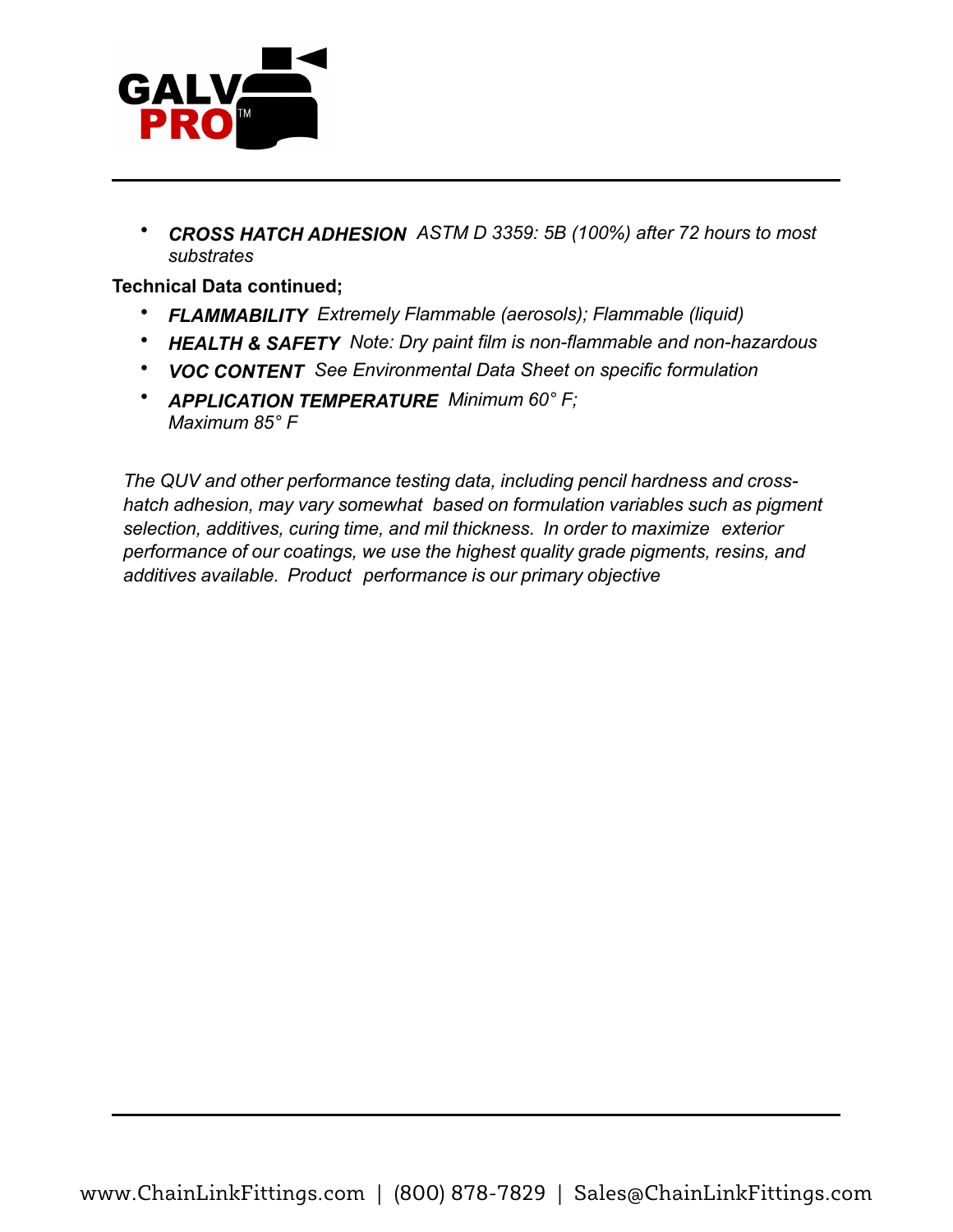- ***CROSS HATCH ADHESION*** *ASTM D 3359: 5B (100%) after 72 hours to most substrates*

**Technical Data continued;**

- ***FLAMMABILITY*** *Extremely Flammable (aerosols); Flammable (liquid)*
- ***HEALTH & SAFETY*** *Note: Dry paint film is non-flammable and non-hazardous*
- ***VOC CONTENT*** *See Environmental Data Sheet on specific formulation*
- ***APPLICATION TEMPERATURE*** *Minimum 60° F; Maximum 85° F*

*The QUV and other performance testing data, including pencil hardness and cross-hatch adhesion, may vary somewhat based on formulation variables such as pigment selection, additives, curing time, and mil thickness. In order to maximize exterior performance of our coatings, we use the highest quality grade pigments, resins, and additives available. Product performance is our primary objective*